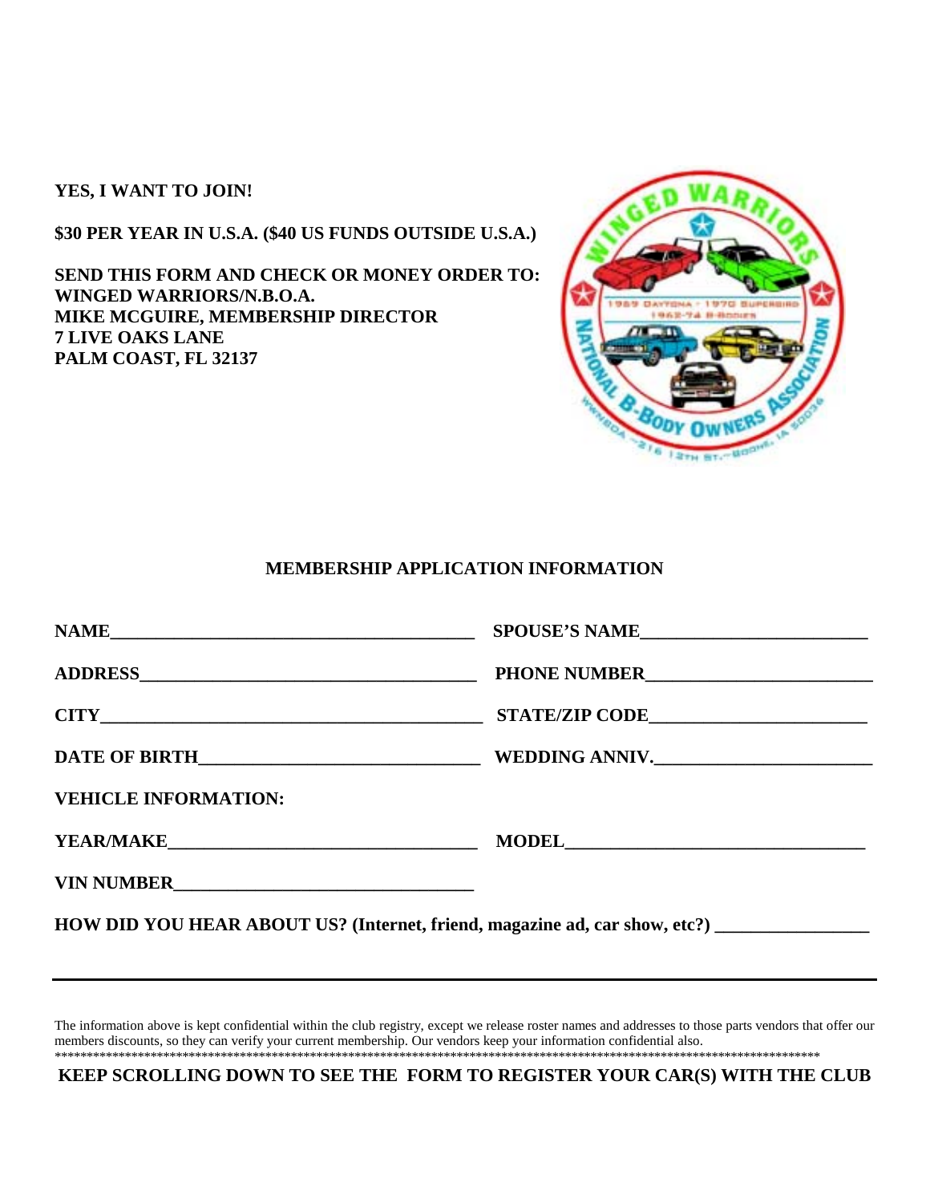**YES, I WANT TO JOIN!**

**$30 PER YEAR IN U.S.A. ($40 US FUNDS OUTSIDE U.S.A.)**

**SEND THIS FORM AND CHECK OR MONEY ORDER TO:**
**WINGED WARRIORS/N.B.O.A.**
**MIKE MCGUIRE, MEMBERSHIP DIRECTOR**
**7 LIVE OAKS LANE**
**PALM COAST, FL 32137**

## MEMBERSHIP APPLICATION INFORMATION

**NAME**________________________________________ **SPOUSE'S NAME**_________________________

**ADDRESS**_____________________________________ **PHONE NUMBER**_________________________

**CITY**__________________________________________ **STATE/ZIP CODE**________________________

**DATE OF BIRTH**_______________________________ **WEDDING ANNIV.**________________________

**VEHICLE INFORMATION:**

**YEAR/MAKE**__________________________________ **MODEL**________________________________

**VIN NUMBER**________________________________

**HOW DID YOU HEAR ABOUT US? (Internet, friend, magazine ad, car show, etc?)** ________________

---

The information above is kept confidential within the club registry, except we release roster names and addresses to those parts vendors that offer our members discounts, so they can verify your current membership. Our vendors keep your information confidential also.

**************************************************************************************************************************

**KEEP SCROLLING DOWN TO SEE THE FORM TO REGISTER YOUR CAR(S) WITH THE CLUB**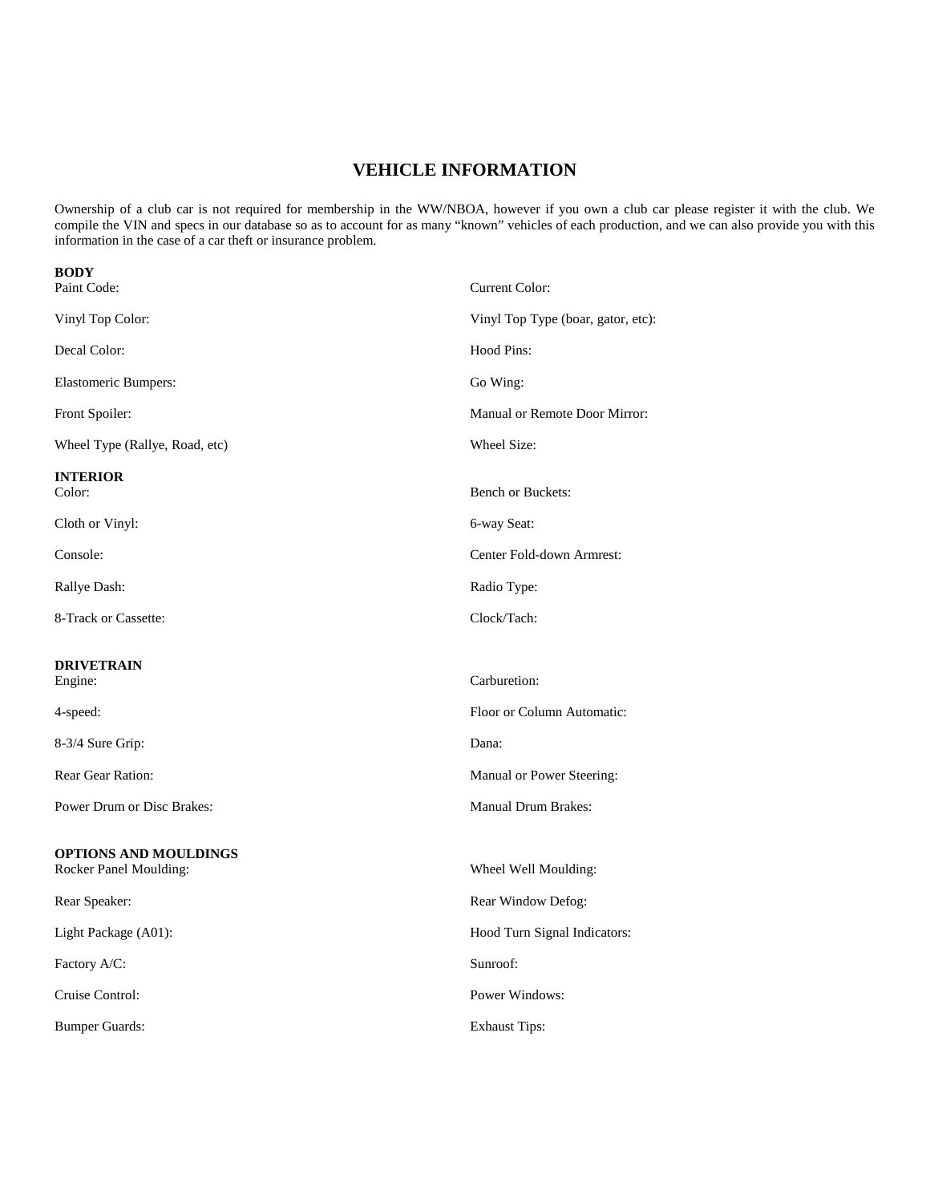# VEHICLE INFORMATION

Ownership of a club car is not required for membership in the WW/NBOA, however if you own a club car please register it with the club. We compile the VIN and specs in our database so as to account for as many "known" vehicles of each production, and we can also provide you with this information in the case of a car theft or insurance problem.

**BODY**

Paint Code:

Current Color:

Vinyl Top Color:

Vinyl Top Type (boar, gator, etc):

Decal Color:

Hood Pins:

Elastomeric Bumpers:

Go Wing:

Front Spoiler:

Manual or Remote Door Mirror:

Wheel Type (Rallye, Road, etc)

Wheel Size:

**INTERIOR**

Color:

Bench or Buckets:

Cloth or Vinyl:

6-way Seat:

Console:

Center Fold-down Armrest:

Rallye Dash:

Radio Type:

8-Track or Cassette:

Clock/Tach:

**DRIVETRAIN**

Engine:

Carburetion:

4-speed:

Floor or Column Automatic:

8-3/4 Sure Grip:

Dana:

Rear Gear Ration:

Manual or Power Steering:

Power Drum or Disc Brakes:

Manual Drum Brakes:

**OPTIONS AND MOULDINGS**

Rocker Panel Moulding:

Wheel Well Moulding:

Rear Speaker:

Rear Window Defog:

Light Package (A01):

Hood Turn Signal Indicators:

Factory A/C:

Sunroof:

Cruise Control:

Power Windows:

Bumper Guards:

Exhaust Tips: